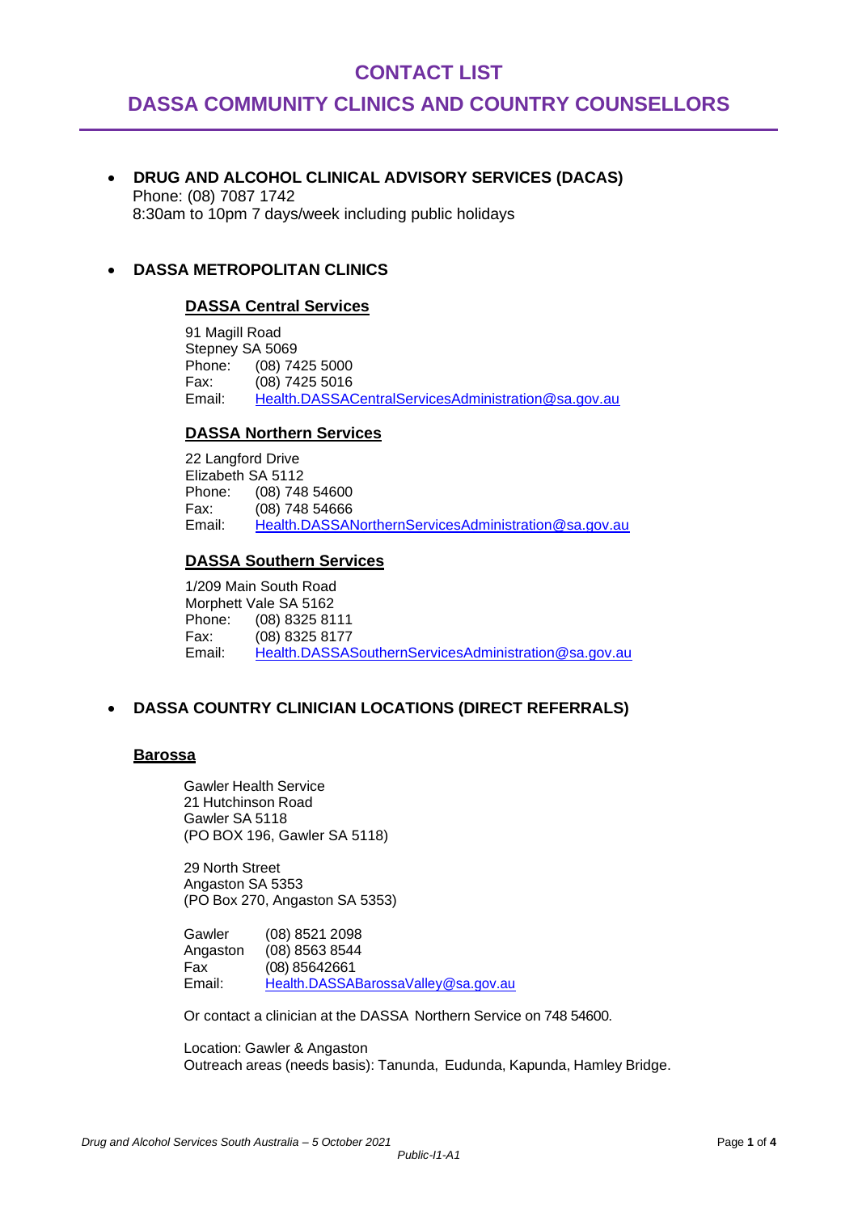# CONTACT LIST

## DASSA COMMUNITY CLINICS AND COUNTRY COUNSELLORS

- **DRUG AND ALCOHOL CLINICAL ADVISORY SERVICES (DACAS)**
  Phone: (08) 7087 1742
  8:30am to 10pm 7 days/week including public holidays

- **DASSA METROPOLITAN CLINICS**

### DASSA Central Services

91 Magill Road
Stepney SA 5069
Phone: (08) 7425 5000
Fax: (08) 7425 5016
Email: Health.DASSACentralServicesAdministration@sa.gov.au

### DASSA Northern Services

22 Langford Drive
Elizabeth SA 5112
Phone: (08) 748 54600
Fax: (08) 748 54666
Email: Health.DASSANorthernServicesAdministration@sa.gov.au

### DASSA Southern Services

1/209 Main South Road
Morphett Vale SA 5162
Phone: (08) 8325 8111
Fax: (08) 8325 8177
Email: Health.DASSASouthernServicesAdministration@sa.gov.au

- **DASSA COUNTRY CLINICIAN LOCATIONS (DIRECT REFERRALS)**

### Barossa

Gawler Health Service
21 Hutchinson Road
Gawler SA 5118
(PO BOX 196, Gawler SA 5118)

29 North Street
Angaston SA 5353
(PO Box 270, Angaston SA 5353)

Gawler (08) 8521 2098
Angaston (08) 8563 8544
Fax (08) 85642661
Email: Health.DASSABarossaValley@sa.gov.au

Or contact a clinician at the DASSA Northern Service on 748 54600.

Location: Gawler & Angaston
Outreach areas (needs basis): Tanunda, Eudunda, Kapunda, Hamley Bridge.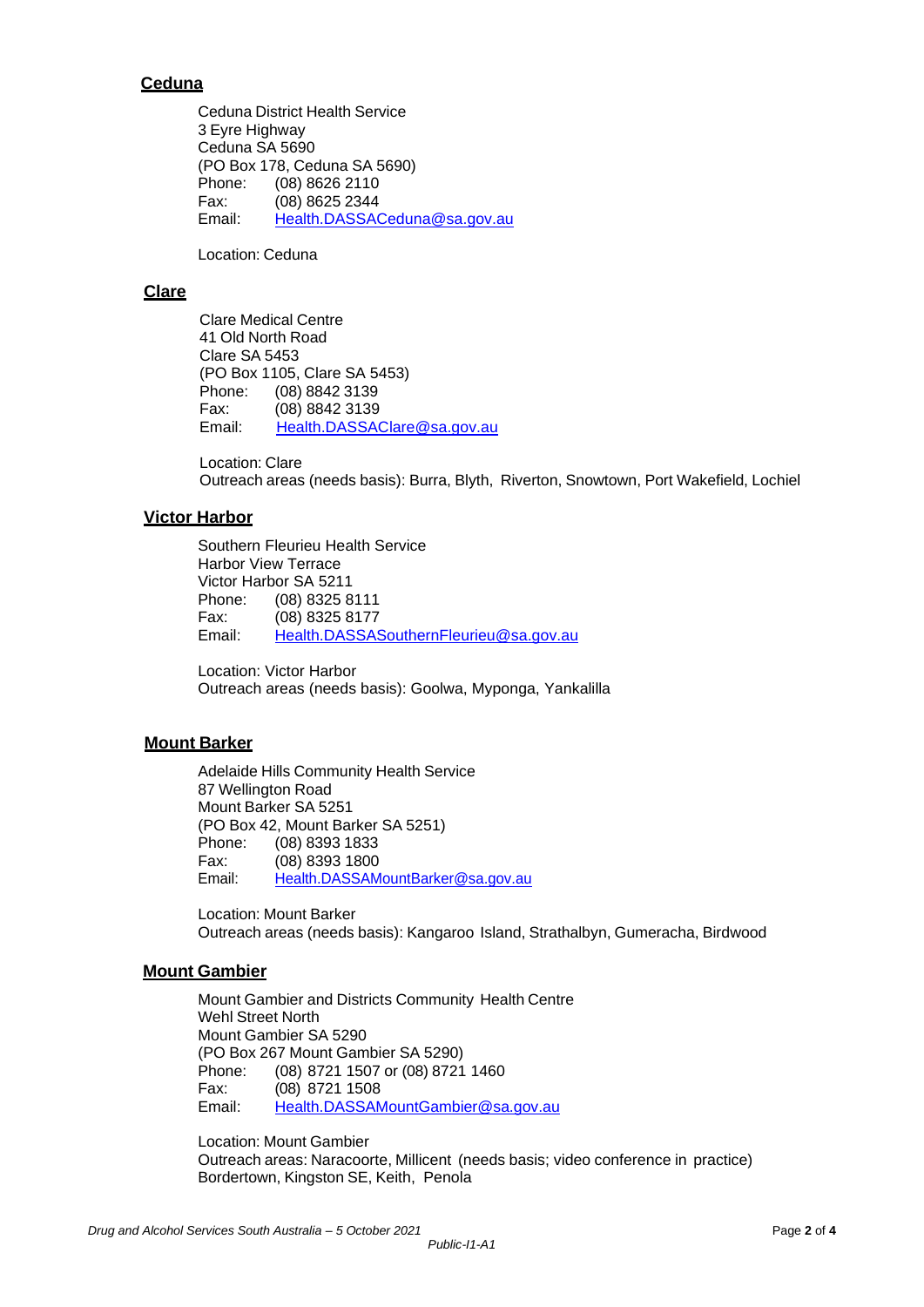**Ceduna**

Ceduna District Health Service
3 Eyre Highway
Ceduna SA 5690
(PO Box 178, Ceduna SA 5690)
Phone: (08) 8626 2110
Fax: (08) 8625 2344
Email: Health.DASSACeduna@sa.gov.au

Location: Ceduna

**Clare**

Clare Medical Centre
41 Old North Road
Clare SA 5453
(PO Box 1105, Clare SA 5453)
Phone: (08) 8842 3139
Fax: (08) 8842 3139
Email: Health.DASSAClare@sa.gov.au

Location: Clare
Outreach areas (needs basis): Burra, Blyth, Riverton, Snowtown, Port Wakefield, Lochiel

**Victor Harbor**

Southern Fleurieu Health Service
Harbor View Terrace
Victor Harbor SA 5211
Phone: (08) 8325 8111
Fax: (08) 8325 8177
Email: Health.DASSASouthernFleurieu@sa.gov.au

Location: Victor Harbor
Outreach areas (needs basis): Goolwa, Myponga, Yankalilla

**Mount Barker**

Adelaide Hills Community Health Service
87 Wellington Road
Mount Barker SA 5251
(PO Box 42, Mount Barker SA 5251)
Phone: (08) 8393 1833
Fax: (08) 8393 1800
Email: Health.DASSAMountBarker@sa.gov.au

Location: Mount Barker
Outreach areas (needs basis): Kangaroo Island, Strathalbyn, Gumeracha, Birdwood

**Mount Gambier**

Mount Gambier and Districts Community Health Centre
Wehl Street North
Mount Gambier SA 5290
(PO Box 267 Mount Gambier SA 5290)
Phone: (08) 8721 1507 or (08) 8721 1460
Fax: (08) 8721 1508
Email: Health.DASSAMountGambier@sa.gov.au

Location: Mount Gambier
Outreach areas: Naracoorte, Millicent (needs basis; video conference in practice)
Bordertown, Kingston SE, Keith, Penola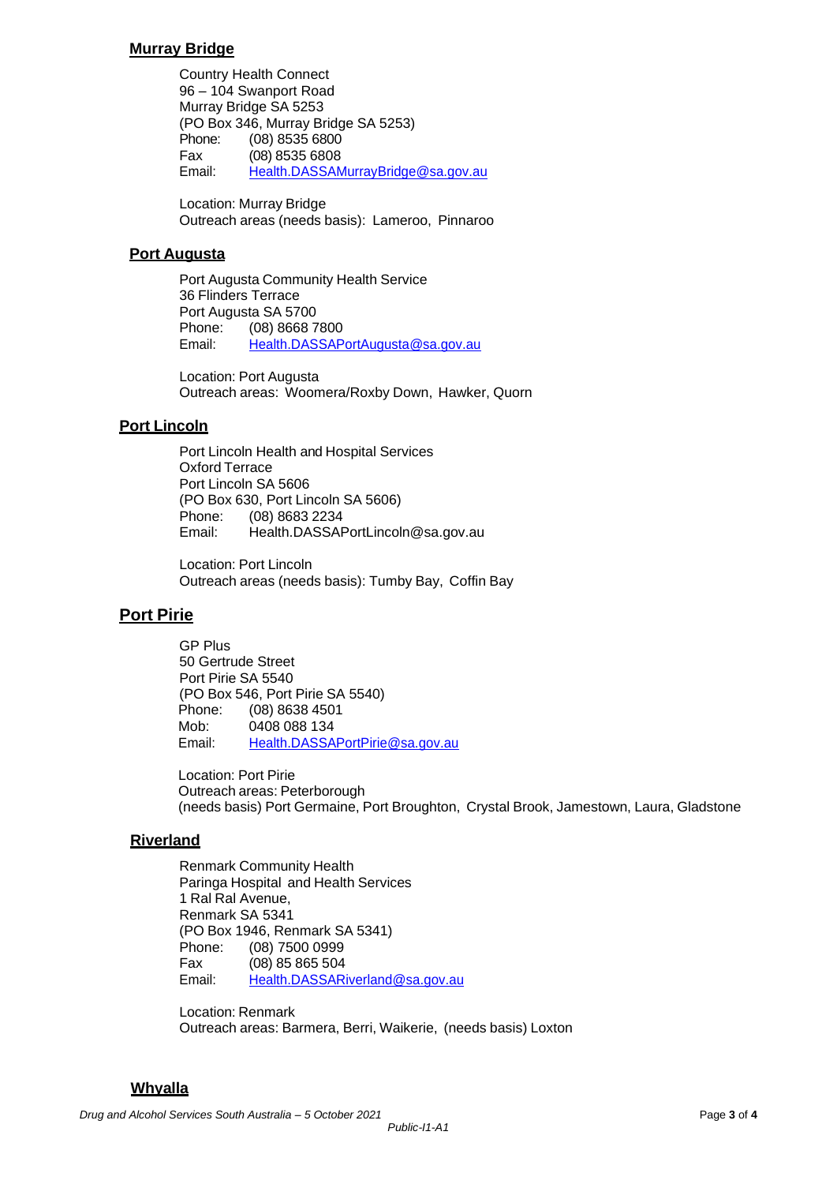## Murray Bridge

Country Health Connect
96 – 104 Swanport Road
Murray Bridge SA 5253
(PO Box 346, Murray Bridge SA 5253)
Phone: (08) 8535 6800
Fax (08) 8535 6808
Email: Health.DASSAMurrayBridge@sa.gov.au

Location: Murray Bridge
Outreach areas (needs basis): Lameroo, Pinnaroo

## Port Augusta

Port Augusta Community Health Service
36 Flinders Terrace
Port Augusta SA 5700
Phone: (08) 8668 7800
Email: Health.DASSAPortAugusta@sa.gov.au

Location: Port Augusta
Outreach areas: Woomera/Roxby Down, Hawker, Quorn

## Port Lincoln

Port Lincoln Health and Hospital Services
Oxford Terrace
Port Lincoln SA 5606
(PO Box 630, Port Lincoln SA 5606)
Phone: (08) 8683 2234
Email: Health.DASSAPortLincoln@sa.gov.au

Location: Port Lincoln
Outreach areas (needs basis): Tumby Bay, Coffin Bay

## Port Pirie

GP Plus
50 Gertrude Street
Port Pirie SA 5540
(PO Box 546, Port Pirie SA 5540)
Phone: (08) 8638 4501
Mob: 0408 088 134
Email: Health.DASSAPortPirie@sa.gov.au

Location: Port Pirie
Outreach areas: Peterborough
(needs basis) Port Germaine, Port Broughton, Crystal Brook, Jamestown, Laura, Gladstone

## Riverland

Renmark Community Health
Paringa Hospital and Health Services
1 Ral Ral Avenue,
Renmark SA 5341
(PO Box 1946, Renmark SA 5341)
Phone: (08) 7500 0999
Fax (08) 85 865 504
Email: Health.DASSARiverland@sa.gov.au

Location: Renmark
Outreach areas: Barmera, Berri, Waikerie, (needs basis) Loxton

## Whyalla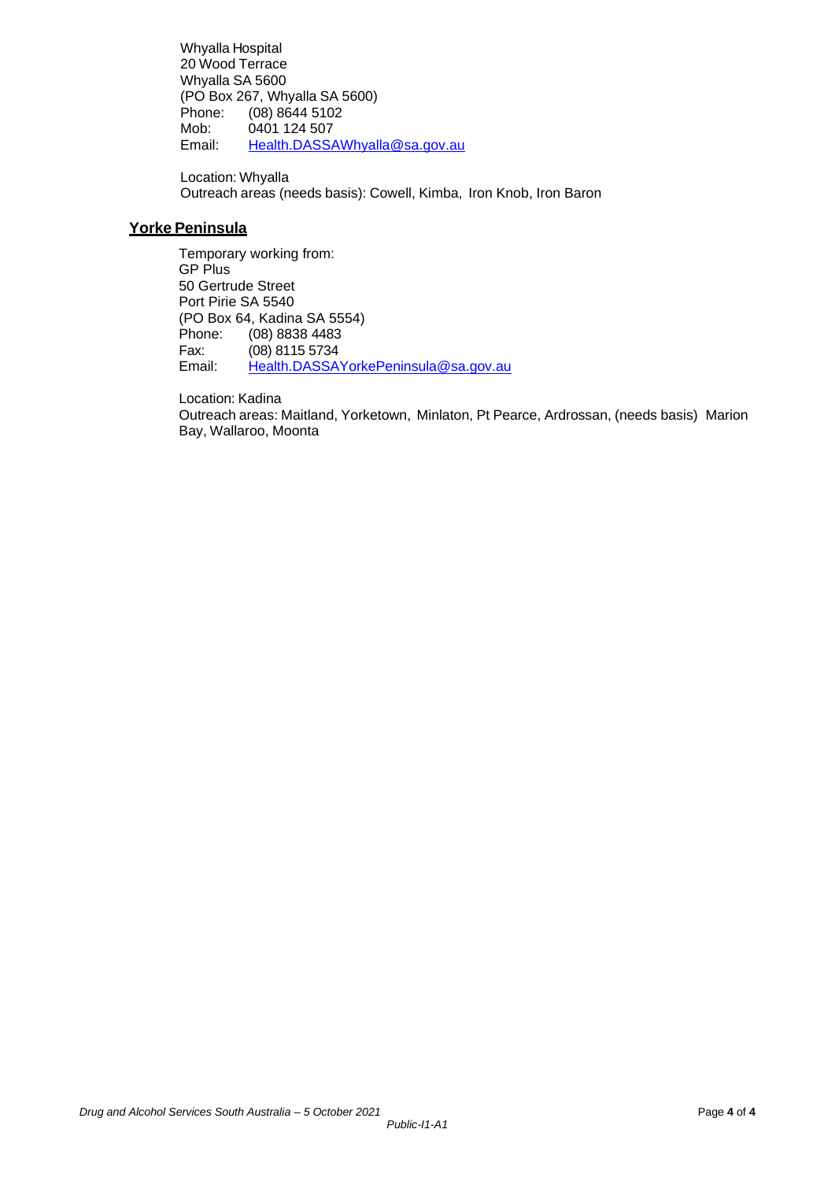Whyalla Hospital
20 Wood Terrace
Whyalla SA 5600
(PO Box 267, Whyalla SA 5600)
Phone: (08) 8644 5102
Mob: 0401 124 507
Email: Health.DASSAWhyalla@sa.gov.au

Location: Whyalla
Outreach areas (needs basis): Cowell, Kimba, Iron Knob, Iron Baron

## Yorke Peninsula

Temporary working from:
GP Plus
50 Gertrude Street
Port Pirie SA 5540
(PO Box 64, Kadina SA 5554)
Phone: (08) 8838 4483
Fax: (08) 8115 5734
Email: Health.DASSAYorkePeninsula@sa.gov.au

Location: Kadina
Outreach areas: Maitland, Yorketown, Minlaton, Pt Pearce, Ardrossan, (needs basis) Marion Bay, Wallaroo, Moonta